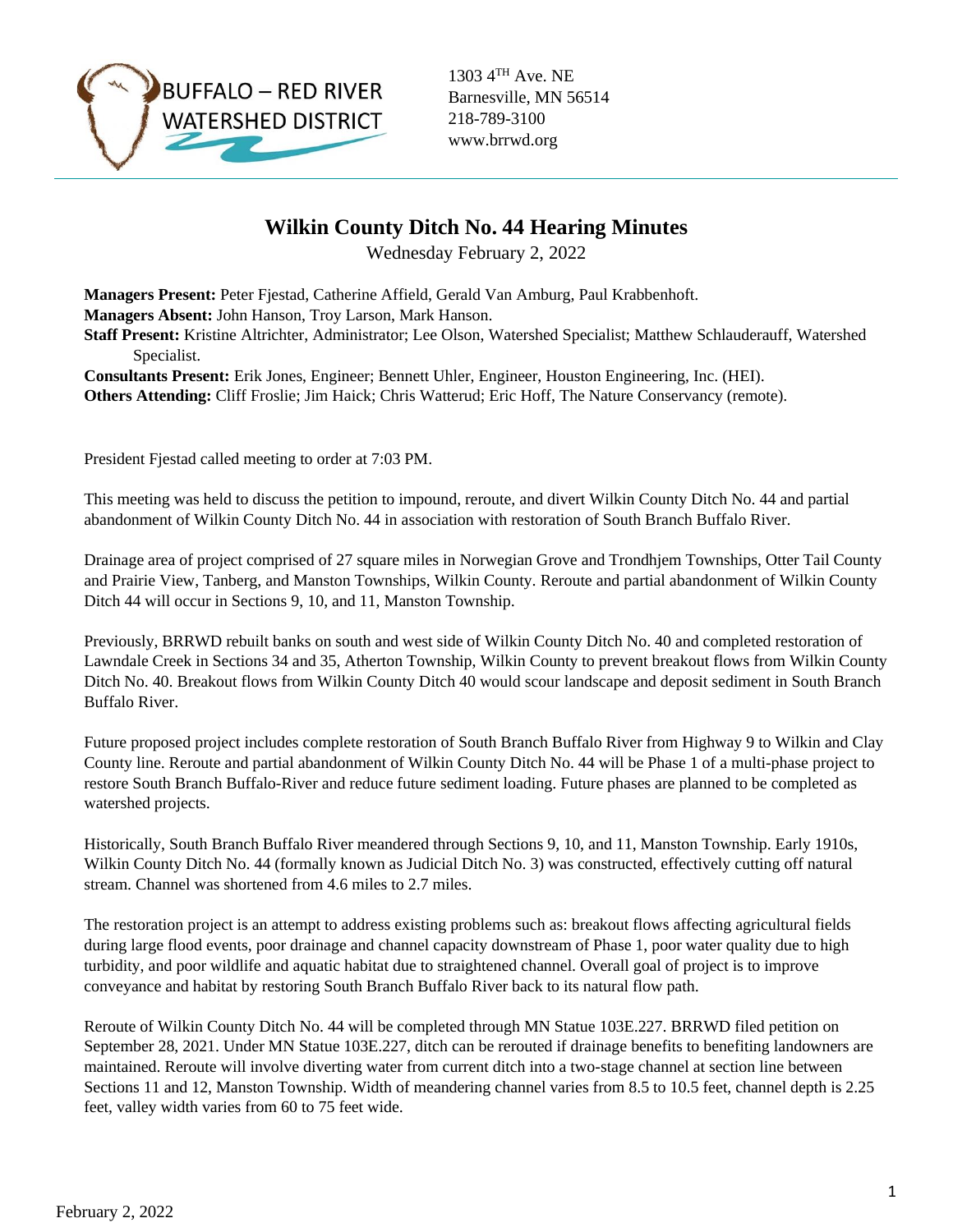BUFFALO – RED RIVER WATERSHED DISTRICT

1303 4TH Ave. NE
Barnesville, MN 56514
218-789-3100
www.brrwd.org

# Wilkin County Ditch No. 44 Hearing Minutes

Wednesday February 2, 2022

**Managers Present:** Peter Fjestad, Catherine Affield, Gerald Van Amburg, Paul Krabbenhoft.
**Managers Absent:** John Hanson, Troy Larson, Mark Hanson.
**Staff Present:** Kristine Altrichter, Administrator; Lee Olson, Watershed Specialist; Matthew Schlauderauff, Watershed Specialist.
**Consultants Present:** Erik Jones, Engineer; Bennett Uhler, Engineer, Houston Engineering, Inc. (HEI).
**Others Attending:** Cliff Froslie; Jim Haick; Chris Watterud; Eric Hoff, The Nature Conservancy (remote).

President Fjestad called meeting to order at 7:03 PM.

This meeting was held to discuss the petition to impound, reroute, and divert Wilkin County Ditch No. 44 and partial abandonment of Wilkin County Ditch No. 44 in association with restoration of South Branch Buffalo River.

Drainage area of project comprised of 27 square miles in Norwegian Grove and Trondhjem Townships, Otter Tail County and Prairie View, Tanberg, and Manston Townships, Wilkin County. Reroute and partial abandonment of Wilkin County Ditch 44 will occur in Sections 9, 10, and 11, Manston Township.

Previously, BRRWD rebuilt banks on south and west side of Wilkin County Ditch No. 40 and completed restoration of Lawndale Creek in Sections 34 and 35, Atherton Township, Wilkin County to prevent breakout flows from Wilkin County Ditch No. 40. Breakout flows from Wilkin County Ditch 40 would scour landscape and deposit sediment in South Branch Buffalo River.

Future proposed project includes complete restoration of South Branch Buffalo River from Highway 9 to Wilkin and Clay County line. Reroute and partial abandonment of Wilkin County Ditch No. 44 will be Phase 1 of a multi-phase project to restore South Branch Buffalo-River and reduce future sediment loading. Future phases are planned to be completed as watershed projects.

Historically, South Branch Buffalo River meandered through Sections 9, 10, and 11, Manston Township. Early 1910s, Wilkin County Ditch No. 44 (formally known as Judicial Ditch No. 3) was constructed, effectively cutting off natural stream. Channel was shortened from 4.6 miles to 2.7 miles.

The restoration project is an attempt to address existing problems such as: breakout flows affecting agricultural fields during large flood events, poor drainage and channel capacity downstream of Phase 1, poor water quality due to high turbidity, and poor wildlife and aquatic habitat due to straightened channel. Overall goal of project is to improve conveyance and habitat by restoring South Branch Buffalo River back to its natural flow path.

Reroute of Wilkin County Ditch No. 44 will be completed through MN Statue 103E.227. BRRWD filed petition on September 28, 2021. Under MN Statue 103E.227, ditch can be rerouted if drainage benefits to benefiting landowners are maintained. Reroute will involve diverting water from current ditch into a two-stage channel at section line between Sections 11 and 12, Manston Township. Width of meandering channel varies from 8.5 to 10.5 feet, channel depth is 2.25 feet, valley width varies from 60 to 75 feet wide.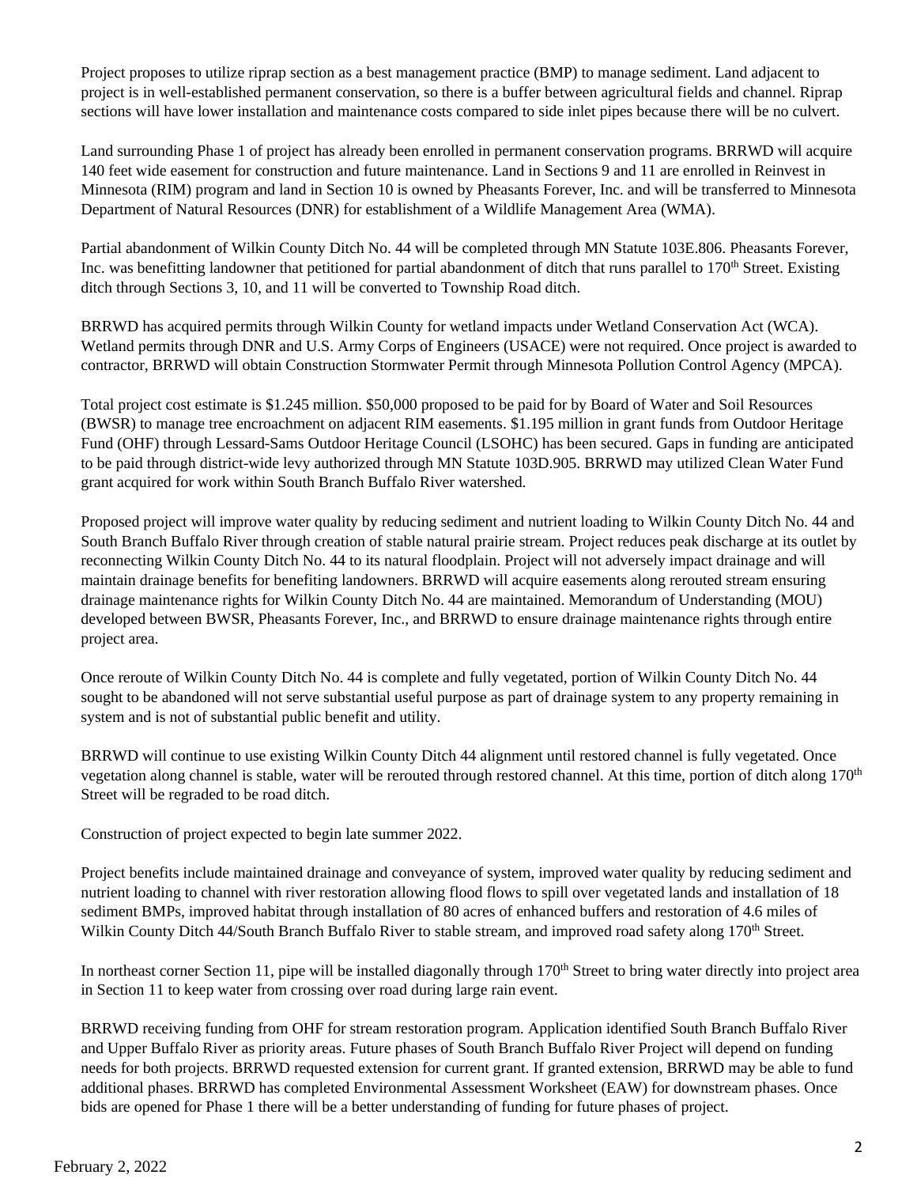Project proposes to utilize riprap section as a best management practice (BMP) to manage sediment. Land adjacent to project is in well-established permanent conservation, so there is a buffer between agricultural fields and channel. Riprap sections will have lower installation and maintenance costs compared to side inlet pipes because there will be no culvert.

Land surrounding Phase 1 of project has already been enrolled in permanent conservation programs. BRRWD will acquire 140 feet wide easement for construction and future maintenance. Land in Sections 9 and 11 are enrolled in Reinvest in Minnesota (RIM) program and land in Section 10 is owned by Pheasants Forever, Inc. and will be transferred to Minnesota Department of Natural Resources (DNR) for establishment of a Wildlife Management Area (WMA).

Partial abandonment of Wilkin County Ditch No. 44 will be completed through MN Statute 103E.806. Pheasants Forever, Inc. was benefitting landowner that petitioned for partial abandonment of ditch that runs parallel to 170th Street. Existing ditch through Sections 3, 10, and 11 will be converted to Township Road ditch.

BRRWD has acquired permits through Wilkin County for wetland impacts under Wetland Conservation Act (WCA). Wetland permits through DNR and U.S. Army Corps of Engineers (USACE) were not required. Once project is awarded to contractor, BRRWD will obtain Construction Stormwater Permit through Minnesota Pollution Control Agency (MPCA).

Total project cost estimate is $1.245 million. $50,000 proposed to be paid for by Board of Water and Soil Resources (BWSR) to manage tree encroachment on adjacent RIM easements. $1.195 million in grant funds from Outdoor Heritage Fund (OHF) through Lessard-Sams Outdoor Heritage Council (LSOHC) has been secured. Gaps in funding are anticipated to be paid through district-wide levy authorized through MN Statute 103D.905. BRRWD may utilized Clean Water Fund grant acquired for work within South Branch Buffalo River watershed.

Proposed project will improve water quality by reducing sediment and nutrient loading to Wilkin County Ditch No. 44 and South Branch Buffalo River through creation of stable natural prairie stream. Project reduces peak discharge at its outlet by reconnecting Wilkin County Ditch No. 44 to its natural floodplain. Project will not adversely impact drainage and will maintain drainage benefits for benefiting landowners. BRRWD will acquire easements along rerouted stream ensuring drainage maintenance rights for Wilkin County Ditch No. 44 are maintained. Memorandum of Understanding (MOU) developed between BWSR, Pheasants Forever, Inc., and BRRWD to ensure drainage maintenance rights through entire project area.

Once reroute of Wilkin County Ditch No. 44 is complete and fully vegetated, portion of Wilkin County Ditch No. 44 sought to be abandoned will not serve substantial useful purpose as part of drainage system to any property remaining in system and is not of substantial public benefit and utility.

BRRWD will continue to use existing Wilkin County Ditch 44 alignment until restored channel is fully vegetated. Once vegetation along channel is stable, water will be rerouted through restored channel. At this time, portion of ditch along 170th Street will be regraded to be road ditch.

Construction of project expected to begin late summer 2022.

Project benefits include maintained drainage and conveyance of system, improved water quality by reducing sediment and nutrient loading to channel with river restoration allowing flood flows to spill over vegetated lands and installation of 18 sediment BMPs, improved habitat through installation of 80 acres of enhanced buffers and restoration of 4.6 miles of Wilkin County Ditch 44/South Branch Buffalo River to stable stream, and improved road safety along 170th Street.

In northeast corner Section 11, pipe will be installed diagonally through 170th Street to bring water directly into project area in Section 11 to keep water from crossing over road during large rain event.

BRRWD receiving funding from OHF for stream restoration program. Application identified South Branch Buffalo River and Upper Buffalo River as priority areas. Future phases of South Branch Buffalo River Project will depend on funding needs for both projects. BRRWD requested extension for current grant. If granted extension, BRRWD may be able to fund additional phases. BRRWD has completed Environmental Assessment Worksheet (EAW) for downstream phases. Once bids are opened for Phase 1 there will be a better understanding of funding for future phases of project.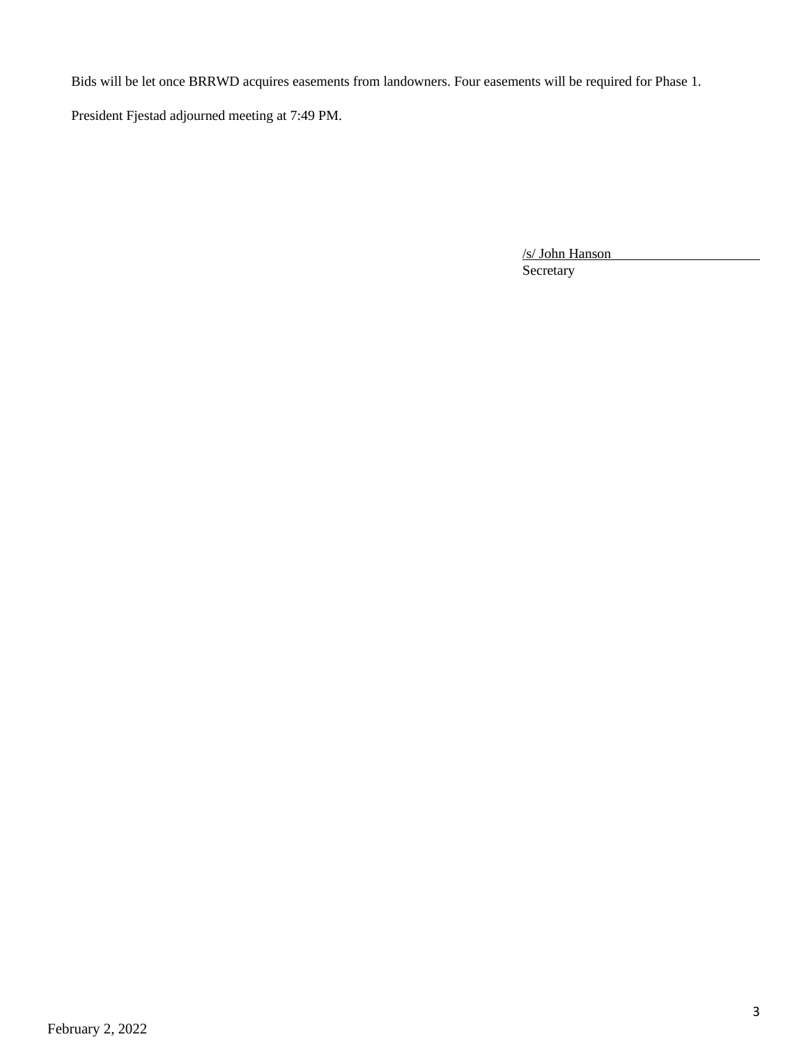Bids will be let once BRRWD acquires easements from landowners. Four easements will be required for Phase 1.

President Fjestad adjourned meeting at 7:49 PM.

/s/ John Hanson
Secretary